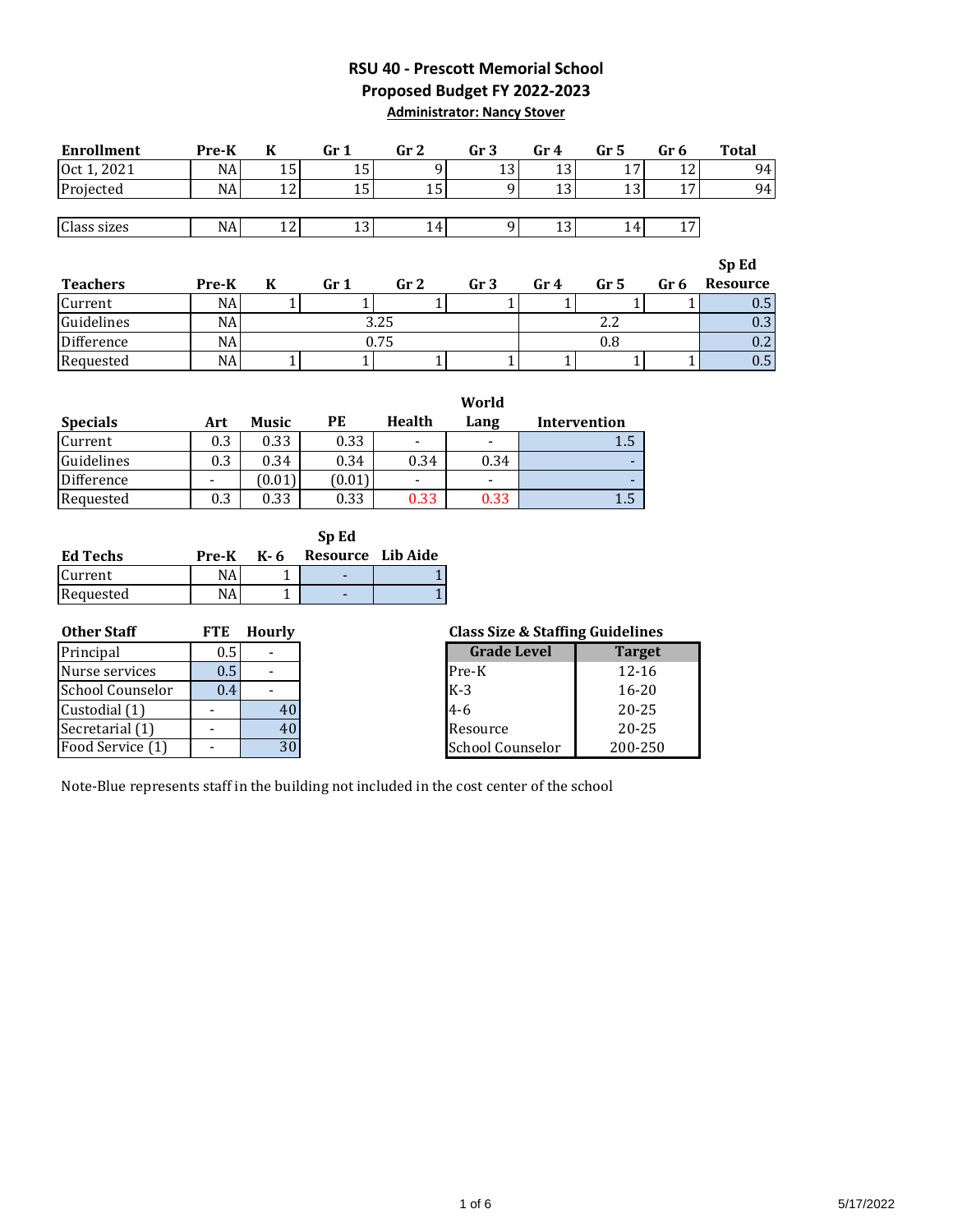# RSU 40 - Prescott Memorial School

## Proposed Budget FY 2022-2023

**Administrator: Nancy Stover**

| Enrollment | Pre-K | K | Gr 1 | Gr 2 | Gr 3 | Gr 4 | Gr 5 | Gr 6 | Total |
|---|---|---|---|---|---|---|---|---|---|
| Oct 1, 2021 | NA | 15 | 15 | 9 | 13 | 13 | 17 | 12 | 94 |
| Projected | NA | 12 | 15 | 15 | 9 | 13 | 13 | 17 | 94 |
| | | | | | | | | | |
| Class sizes | NA | 12 | 13 | 14 | 9 | 13 | 14 | 17 | |

| Teachers | Pre-K | K | Gr 1 | Gr 2 | Gr 3 | Gr 4 | Gr 5 | Gr 6 | Sp Ed Resource |
|---|---|---|---|---|---|---|---|---|---|
| Current | NA | 1 | 1 | 1 | 1 | 1 | 1 | 1 | 0.5 |
| Guidelines | NA | | 3.25 | | | | 2.2 | | 0.3 |
| Difference | NA | | 0.75 | | | | 0.8 | | 0.2 |
| Requested | NA | 1 | 1 | 1 | 1 | 1 | 1 | 1 | 0.5 |

| Specials | Art | Music | PE | Health | World Lang | Intervention |
|---|---|---|---|---|---|---|
| Current | 0.3 | 0.33 | 0.33 | - | - | 1.5 |
| Guidelines | 0.3 | 0.34 | 0.34 | 0.34 | 0.34 | - |
| Difference | - | (0.01) | (0.01) | - | - | - |
| Requested | 0.3 | 0.33 | 0.33 | 0.33 | 0.33 | 1.5 |

| Ed Techs | Pre-K | K- 6 | Sp Ed Resource | Lib Aide |
|---|---|---|---|---|
| Current | NA | 1 | - | 1 |
| Requested | NA | 1 | - | 1 |

| Other Staff | FTE | Hourly |
|---|---|---|
| Principal | 0.5 | - |
| Nurse services | 0.5 | - |
| School Counselor | 0.4 | - |
| Custodial (1) | - | 40 |
| Secretarial (1) | - | 40 |
| Food Service (1) | - | 30 |

**Class Size & Staffing Guidelines**

| Grade Level | Target |
|---|---|
| Pre-K | 12-16 |
| K-3 | 16-20 |
| 4-6 | 20-25 |
| Resource | 20-25 |
| School Counselor | 200-250 |

Note-Blue represents staff in the building not included in the cost center of the school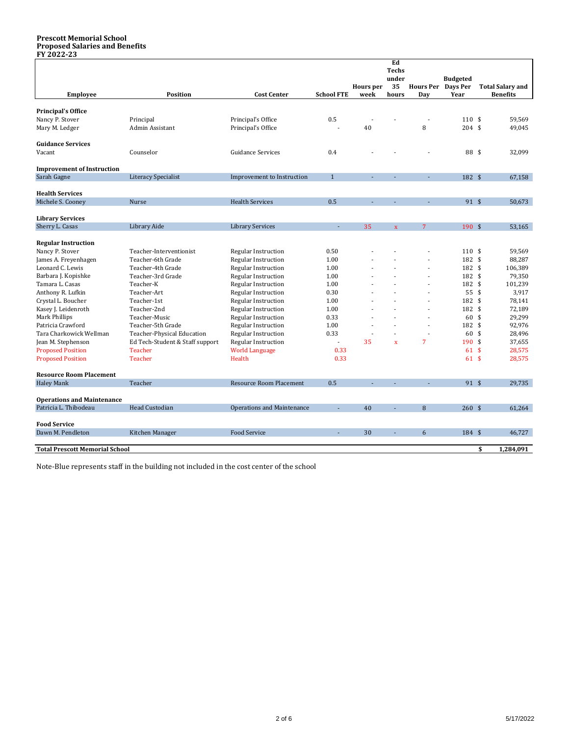**Prescott Memorial School**
**Proposed Salaries and Benefits**
**FY 2022-23**

| Employee | Position | Cost Center | School FTE | Hours per week | Ed Techs under 35 hours | Hours Per Day | Budgeted Days Per Year | Total Salary and Benefits |
|---|---|---|---|---|---|---|---|---|
| **Principal's Office** | | | | | | | | |
| Nancy P. Stover | Principal | Principal's Office | 0.5 | - | - | - | 110 | $ 59,569 |
| Mary M. Ledger | Admin Assistant | Principal's Office | - | 40 | | 8 | 204 | $ 49,045 |
| **Guidance Services** | | | | | | | | |
| Vacant | Counselor | Guidance Services | 0.4 | - | - | - | 88 | $ 32,099 |
| **Improvement of Instruction** | | | | | | | | |
| Sarah Gagne | Literacy Specialist | Improvement to Instruction | 1 | - | - | - | 182 | $ 67,158 |
| **Health Services** | | | | | | | | |
| Michele S. Cooney | Nurse | Health Services | 0.5 | - | - | - | 91 | $ 50,673 |
| **Library Services** | | | | | | | | |
| Sherry L. Casas | Library Aide | Library Services | - | 35 | x | 7 | 190 | $ 53,165 |
| **Regular Instruction** | | | | | | | | |
| Nancy P. Stover | Teacher-Interventionist | Regular Instruction | 0.50 | - | - | - | 110 | $ 59,569 |
| James A. Freyenhagen | Teacher-6th Grade | Regular Instruction | 1.00 | - | - | - | 182 | $ 88,287 |
| Leonard C. Lewis | Teacher-4th Grade | Regular Instruction | 1.00 | - | - | - | 182 | $ 106,389 |
| Barbara J. Kopishke | Teacher-3rd Grade | Regular Instruction | 1.00 | - | - | - | 182 | $ 79,350 |
| Tamara L. Casas | Teacher-K | Regular Instruction | 1.00 | - | - | - | 182 | $ 101,239 |
| Anthony R. Lufkin | Teacher-Art | Regular Instruction | 0.30 | - | - | - | 55 | $ 3,917 |
| Crystal L. Boucher | Teacher-1st | Regular Instruction | 1.00 | - | - | - | 182 | $ 78,141 |
| Kasey J. Leidenroth | Teacher-2nd | Regular Instruction | 1.00 | - | - | - | 182 | $ 72,189 |
| Mark Phillips | Teacher-Music | Regular Instruction | 0.33 | - | - | - | 60 | $ 29,299 |
| Patricia Crawford | Teacher-5th Grade | Regular Instruction | 1.00 | - | - | - | 182 | $ 92,976 |
| Tara Charkowick Wellman | Teacher-Physical Education | Regular Instruction | 0.33 | - | - | - | 60 | $ 28,496 |
| Jean M. Stephenson | Ed Tech-Student & Staff support | Regular Instruction | - | 35 | x | 7 | 190 | $ 37,655 |
| Proposed Position | Teacher | World Language | 0.33 | | | | 61 | $ 28,575 |
| Proposed Position | Teacher | Health | 0.33 | | | | 61 | $ 28,575 |
| **Resource Room Placement** | | | | | | | | |
| Haley Mank | Teacher | Resource Room Placement | 0.5 | - | - | - | 91 | $ 29,735 |
| **Operations and Maintenance** | | | | | | | | |
| Patricia L. Thibodeau | Head Custodian | Operations and Maintenance | - | 40 | - | 8 | 260 | $ 61,264 |
| **Food Service** | | | | | | | | |
| Dawn M. Pendleton | Kitchen Manager | Food Service | - | 30 | - | 6 | 184 | $ 46,727 |
| **Total Prescott Memorial School** | | | | | | | | **$ 1,284,091** |

Note-Blue represents staff in the building not included in the cost center of the school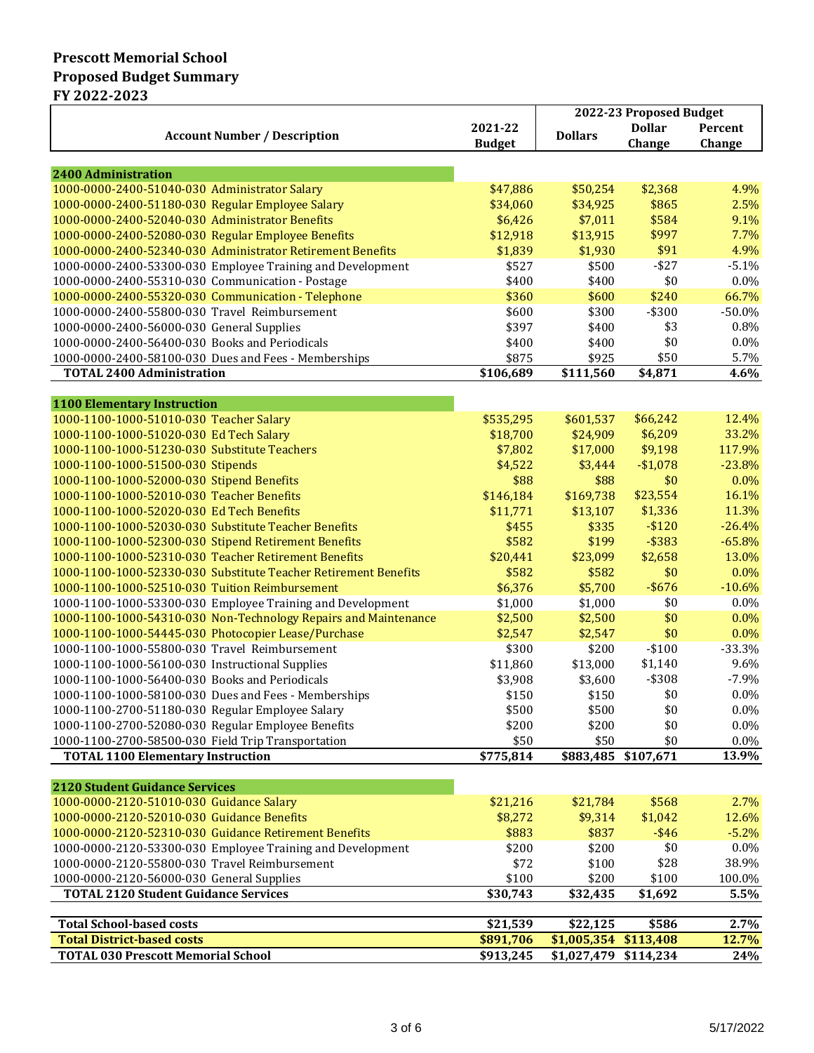**Prescott Memorial School**
**Proposed Budget Summary**
**FY 2022-2023**

| Account Number / Description | 2021-22 Budget | 2022-23 Proposed Budget Dollars | Dollar Change | Percent Change |
|---|---|---|---|---|
| **2400 Administration** | | | | |
| 1000-0000-2400-51040-030 Administrator Salary | $47,886 | $50,254 | $2,368 | 4.9% |
| 1000-0000-2400-51180-030 Regular Employee Salary | $34,060 | $34,925 | $865 | 2.5% |
| 1000-0000-2400-52040-030 Administrator Benefits | $6,426 | $7,011 | $584 | 9.1% |
| 1000-0000-2400-52080-030 Regular Employee Benefits | $12,918 | $13,915 | $997 | 7.7% |
| 1000-0000-2400-52340-030 Administrator Retirement Benefits | $1,839 | $1,930 | $91 | 4.9% |
| 1000-0000-2400-53300-030 Employee Training and Development | $527 | $500 | -$27 | -5.1% |
| 1000-0000-2400-55310-030 Communication - Postage | $400 | $400 | $0 | 0.0% |
| 1000-0000-2400-55320-030 Communication - Telephone | $360 | $600 | $240 | 66.7% |
| 1000-0000-2400-55800-030 Travel Reimbursement | $600 | $300 | -$300 | -50.0% |
| 1000-0000-2400-56000-030 General Supplies | $397 | $400 | $3 | 0.8% |
| 1000-0000-2400-56400-030 Books and Periodicals | $400 | $400 | $0 | 0.0% |
| 1000-0000-2400-58100-030 Dues and Fees - Memberships | $875 | $925 | $50 | 5.7% |
| **TOTAL 2400 Administration** | **$106,689** | **$111,560** | **$4,871** | **4.6%** |
| **1100 Elementary Instruction** | | | | |
| 1000-1100-1000-51010-030 Teacher Salary | $535,295 | $601,537 | $66,242 | 12.4% |
| 1000-1100-1000-51020-030 Ed Tech Salary | $18,700 | $24,909 | $6,209 | 33.2% |
| 1000-1100-1000-51230-030 Substitute Teachers | $7,802 | $17,000 | $9,198 | 117.9% |
| 1000-1100-1000-51500-030 Stipends | $4,522 | $3,444 | -$1,078 | -23.8% |
| 1000-1100-1000-52000-030 Stipend Benefits | $88 | $88 | $0 | 0.0% |
| 1000-1100-1000-52010-030 Teacher Benefits | $146,184 | $169,738 | $23,554 | 16.1% |
| 1000-1100-1000-52020-030 Ed Tech Benefits | $11,771 | $13,107 | $1,336 | 11.3% |
| 1000-1100-1000-52030-030 Substitute Teacher Benefits | $455 | $335 | -$120 | -26.4% |
| 1000-1100-1000-52300-030 Stipend Retirement Benefits | $582 | $199 | -$383 | -65.8% |
| 1000-1100-1000-52310-030 Teacher Retirement Benefits | $20,441 | $23,099 | $2,658 | 13.0% |
| 1000-1100-1000-52330-030 Substitute Teacher Retirement Benefits | $582 | $582 | $0 | 0.0% |
| 1000-1100-1000-52510-030 Tuition Reimbursement | $6,376 | $5,700 | -$676 | -10.6% |
| 1000-1100-1000-53300-030 Employee Training and Development | $1,000 | $1,000 | $0 | 0.0% |
| 1000-1100-1000-54310-030 Non-Technology Repairs and Maintenance | $2,500 | $2,500 | $0 | 0.0% |
| 1000-1100-1000-54445-030 Photocopier Lease/Purchase | $2,547 | $2,547 | $0 | 0.0% |
| 1000-1100-1000-55800-030 Travel Reimbursement | $300 | $200 | -$100 | -33.3% |
| 1000-1100-1000-56100-030 Instructional Supplies | $11,860 | $13,000 | $1,140 | 9.6% |
| 1000-1100-1000-56400-030 Books and Periodicals | $3,908 | $3,600 | -$308 | -7.9% |
| 1000-1100-1000-58100-030 Dues and Fees - Memberships | $150 | $150 | $0 | 0.0% |
| 1000-1100-2700-51180-030 Regular Employee Salary | $500 | $500 | $0 | 0.0% |
| 1000-1100-2700-52080-030 Regular Employee Benefits | $200 | $200 | $0 | 0.0% |
| 1000-1100-2700-58500-030 Field Trip Transportation | $50 | $50 | $0 | 0.0% |
| **TOTAL 1100 Elementary Instruction** | **$775,814** | **$883,485** | **$107,671** | **13.9%** |
| **2120 Student Guidance Services** | | | | |
| 1000-0000-2120-51010-030 Guidance Salary | $21,216 | $21,784 | $568 | 2.7% |
| 1000-0000-2120-52010-030 Guidance Benefits | $8,272 | $9,314 | $1,042 | 12.6% |
| 1000-0000-2120-52310-030 Guidance Retirement Benefits | $883 | $837 | -$46 | -5.2% |
| 1000-0000-2120-53300-030 Employee Training and Development | $200 | $200 | $0 | 0.0% |
| 1000-0000-2120-55800-030 Travel Reimbursement | $72 | $100 | $28 | 38.9% |
| 1000-0000-2120-56000-030 General Supplies | $100 | $200 | $100 | 100.0% |
| **TOTAL 2120 Student Guidance Services** | **$30,743** | **$32,435** | **$1,692** | **5.5%** |
| **Total School-based costs** | **$21,539** | **$22,125** | **$586** | **2.7%** |
| **Total District-based costs** | **$891,706** | **$1,005,354** | **$113,408** | **12.7%** |
| **TOTAL 030 Prescott Memorial School** | **$913,245** | **$1,027,479** | **$114,234** | **24%** |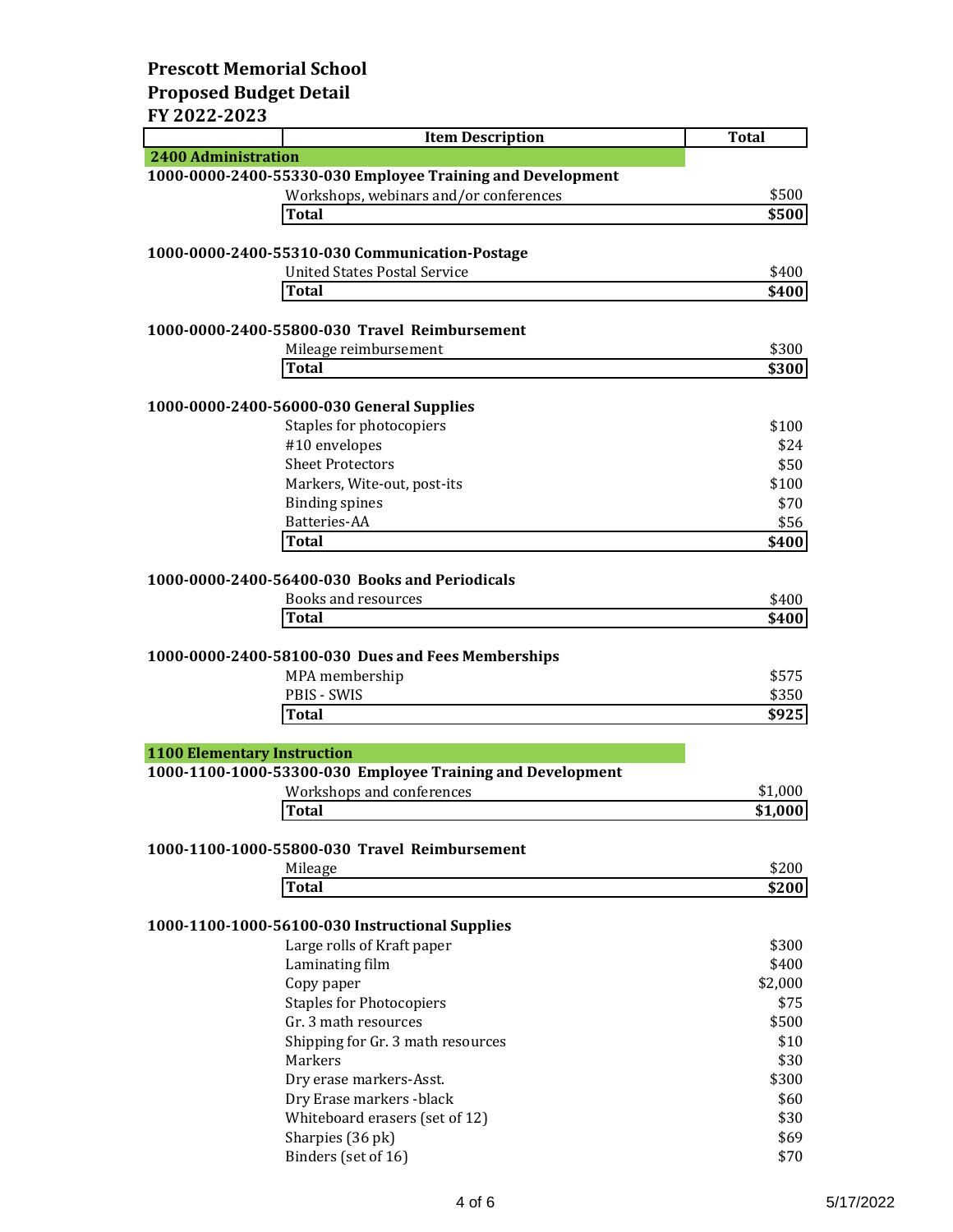# Prescott Memorial School
## Proposed Budget Detail
## FY 2022-2023

| | Item Description | Total |
|---|---|---|
| **2400 Administration** | | |
| **1000-0000-2400-55330-030 Employee Training and Development** | | |
| | Workshops, webinars and/or conferences | $500 |
| | **Total** | **$500** |
| **1000-0000-2400-55310-030 Communication-Postage** | | |
| | United States Postal Service | $400 |
| | **Total** | **$400** |
| **1000-0000-2400-55800-030 Travel Reimbursement** | | |
| | Mileage reimbursement | $300 |
| | **Total** | **$300** |
| **1000-0000-2400-56000-030 General Supplies** | | |
| | Staples for photocopiers | $100 |
| | #10 envelopes | $24 |
| | Sheet Protectors | $50 |
| | Markers, Wite-out, post-its | $100 |
| | Binding spines | $70 |
| | Batteries-AA | $56 |
| | **Total** | **$400** |
| **1000-0000-2400-56400-030 Books and Periodicals** | | |
| | Books and resources | $400 |
| | **Total** | **$400** |
| **1000-0000-2400-58100-030 Dues and Fees Memberships** | | |
| | MPA membership | $575 |
| | PBIS - SWIS | $350 |
| | **Total** | **$925** |
| **1100 Elementary Instruction** | | |
| **1000-1100-1000-53300-030 Employee Training and Development** | | |
| | Workshops and conferences | $1,000 |
| | **Total** | **$1,000** |
| **1000-1100-1000-55800-030 Travel Reimbursement** | | |
| | Mileage | $200 |
| | **Total** | **$200** |
| **1000-1100-1000-56100-030 Instructional Supplies** | | |
| | Large rolls of Kraft paper | $300 |
| | Laminating film | $400 |
| | Copy paper | $2,000 |
| | Staples for Photocopiers | $75 |
| | Gr. 3 math resources | $500 |
| | Shipping for Gr. 3 math resources | $10 |
| | Markers | $30 |
| | Dry erase markers-Asst. | $300 |
| | Dry Erase markers -black | $60 |
| | Whiteboard erasers (set of 12) | $30 |
| | Sharpies (36 pk) | $69 |
| | Binders (set of 16) | $70 |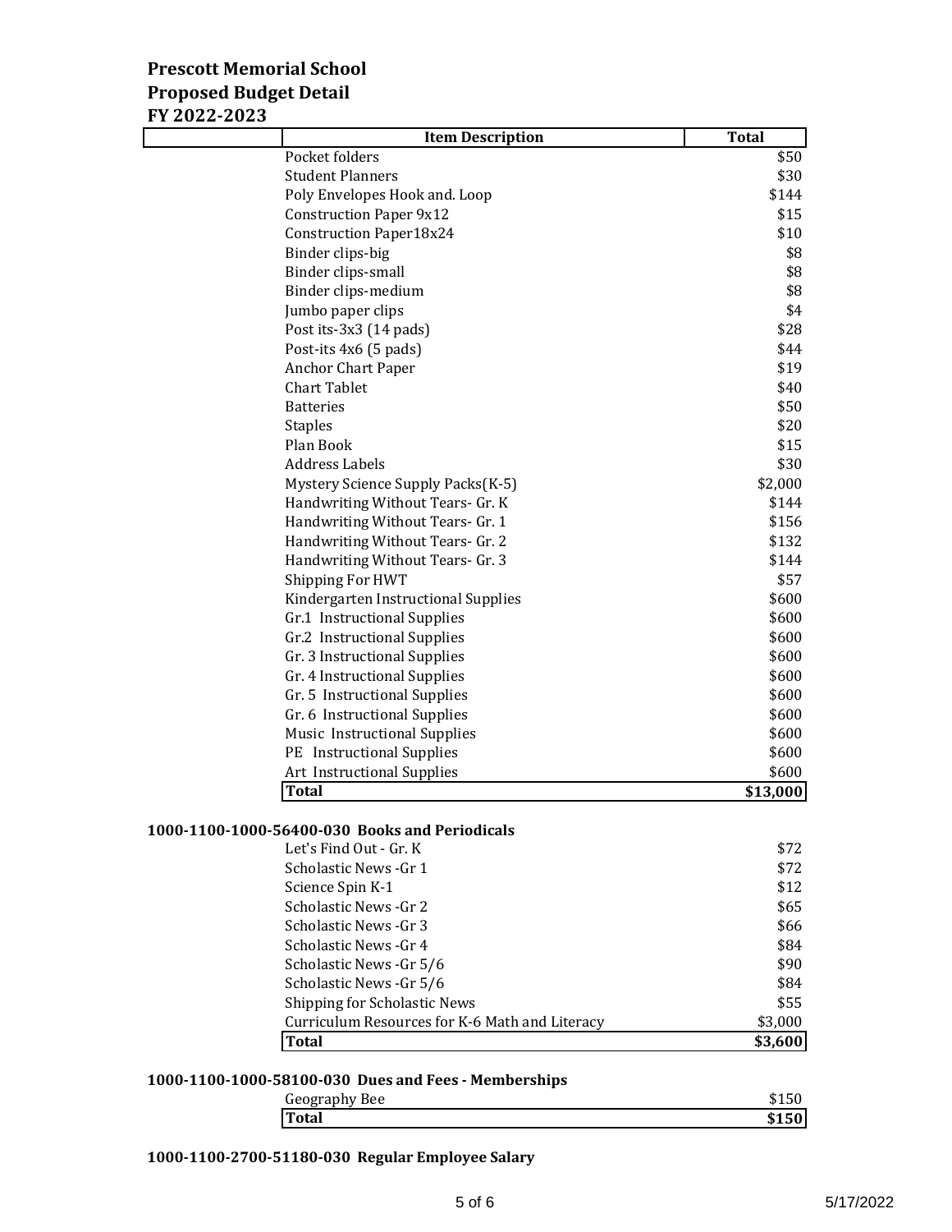**Prescott Memorial School**
**Proposed Budget Detail**
**FY 2022-2023**

| Item Description | Total |
|---|---|
| Pocket folders | $50 |
| Student Planners | $30 |
| Poly Envelopes Hook and. Loop | $144 |
| Construction Paper 9x12 | $15 |
| Construction Paper18x24 | $10 |
| Binder clips-big | $8 |
| Binder clips-small | $8 |
| Binder clips-medium | $8 |
| Jumbo paper clips | $4 |
| Post its-3x3 (14 pads) | $28 |
| Post-its 4x6 (5 pads) | $44 |
| Anchor Chart Paper | $19 |
| Chart Tablet | $40 |
| Batteries | $50 |
| Staples | $20 |
| Plan Book | $15 |
| Address Labels | $30 |
| Mystery Science Supply Packs(K-5) | $2,000 |
| Handwriting Without Tears- Gr. K | $144 |
| Handwriting Without Tears- Gr. 1 | $156 |
| Handwriting Without Tears- Gr. 2 | $132 |
| Handwriting Without Tears- Gr. 3 | $144 |
| Shipping For HWT | $57 |
| Kindergarten Instructional Supplies | $600 |
| Gr.1 Instructional Supplies | $600 |
| Gr.2 Instructional Supplies | $600 |
| Gr. 3 Instructional Supplies | $600 |
| Gr. 4 Instructional Supplies | $600 |
| Gr. 5 Instructional Supplies | $600 |
| Gr. 6 Instructional Supplies | $600 |
| Music Instructional Supplies | $600 |
| PE Instructional Supplies | $600 |
| Art Instructional Supplies | $600 |
| **Total** | **$13,000** |

**1000-1100-1000-56400-030 Books and Periodicals**

| Item Description | Total |
|---|---|
| Let's Find Out - Gr. K | $72 |
| Scholastic News -Gr 1 | $72 |
| Science Spin K-1 | $12 |
| Scholastic News -Gr 2 | $65 |
| Scholastic News -Gr 3 | $66 |
| Scholastic News -Gr 4 | $84 |
| Scholastic News -Gr 5/6 | $90 |
| Scholastic News -Gr 5/6 | $84 |
| Shipping for Scholastic News | $55 |
| Curriculum Resources for K-6 Math and Literacy | $3,000 |
| **Total** | **$3,600** |

**1000-1100-1000-58100-030 Dues and Fees - Memberships**

| Item Description | Total |
|---|---|
| Geography Bee | $150 |
| **Total** | **$150** |

**1000-1100-2700-51180-030 Regular Employee Salary**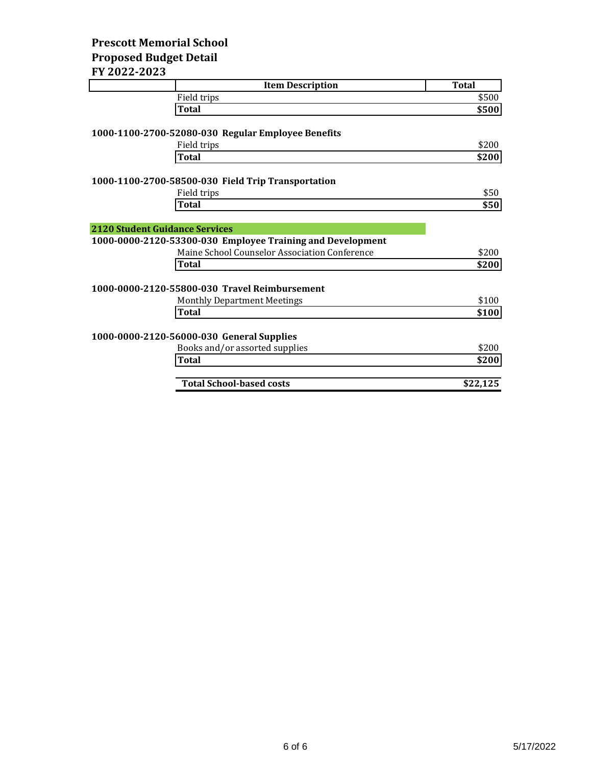**Prescott Memorial School**
**Proposed Budget Detail**
**FY 2022-2023**

| | Item Description | Total |
|---|---|---|
| | Field trips | \$500 |
| | **Total** | **\$500** |

**1000-1100-2700-52080-030 Regular Employee Benefits**

| | | |
|---|---|---|
| | Field trips | \$200 |
| | **Total** | **\$200** |

**1000-1100-2700-58500-030 Field Trip Transportation**

| | | |
|---|---|---|
| | Field trips | \$50 |
| | **Total** | **\$50** |

## 2120 Student Guidance Services

**1000-0000-2120-53300-030 Employee Training and Development**

| | | |
|---|---|---|
| | Maine School Counselor Association Conference | \$200 |
| | **Total** | **\$200** |

**1000-0000-2120-55800-030 Travel Reimbursement**

| | | |
|---|---|---|
| | Monthly Department Meetings | \$100 |
| | **Total** | **\$100** |

**1000-0000-2120-56000-030 General Supplies**

| | | |
|---|---|---|
| | Books and/or assorted supplies | \$200 |
| | **Total** | **\$200** |

| | | |
|---|---|---|
| | **Total School-based costs** | **\$22,125** |